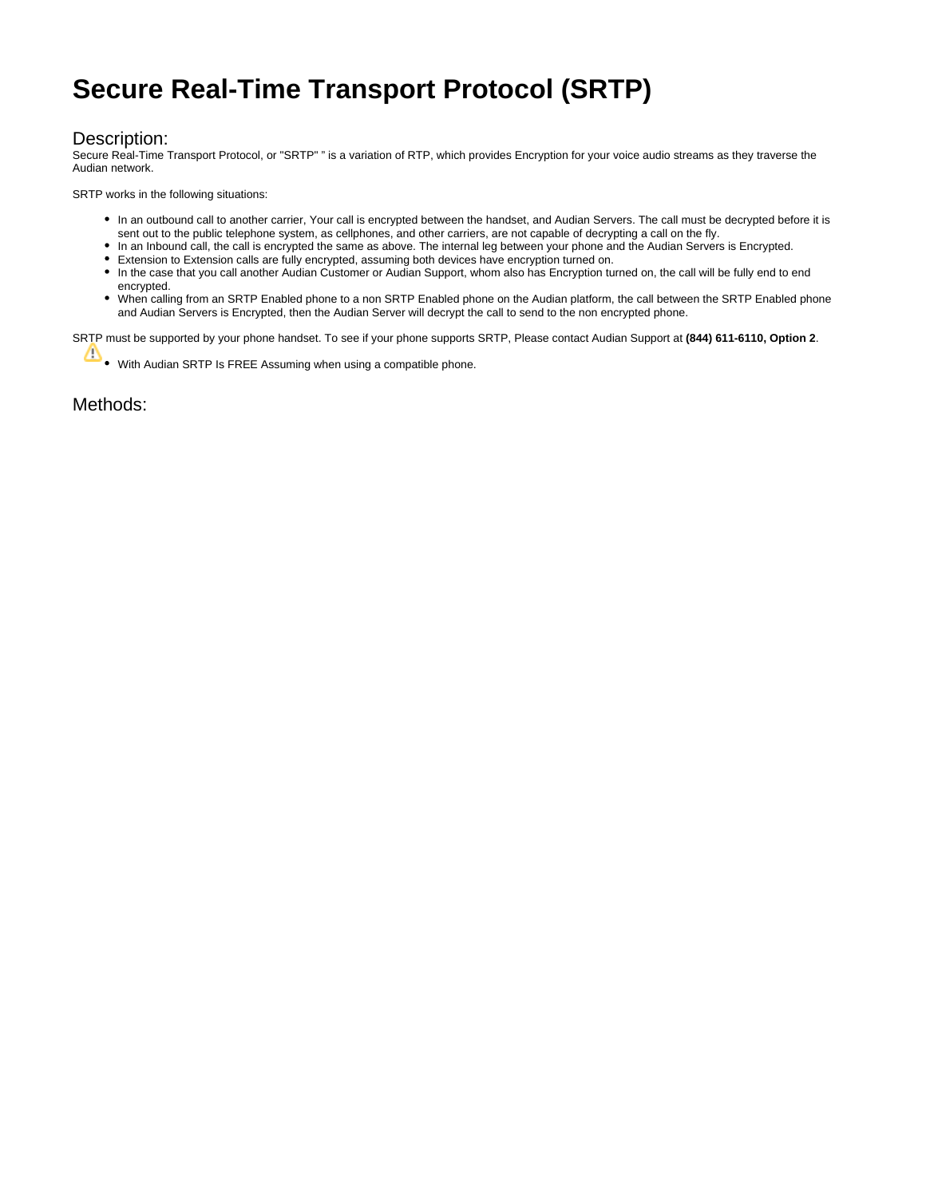# Secure Real-Time Transport Protocol (SRTP)

## Description:

Secure Real-Time Transport Protocol, or "SRTP" " is a variation of RTP, which provides Encryption for your voice audio streams as they traverse the Audian network.

SRTP works in the following situations:

- In an outbound call to another carrier, Your call is encrypted between the handset, and Audian Servers. The call must be decrypted before it is sent out to the public telephone system, as cellphones, and other carriers, are not capable of decrypting a call on the fly.
- In an Inbound call, the call is encrypted the same as above. The internal leg between your phone and the Audian Servers is Encrypted.
- Extension to Extension calls are fully encrypted, assuming both devices have encryption turned on.
- In the case that you call another Audian Customer or Audian Support, whom also has Encryption turned on, the call will be fully end to end encrypted.
- When calling from an SRTP Enabled phone to a non SRTP Enabled phone on the Audian platform, the call between the SRTP Enabled phone and Audian Servers is Encrypted, then the Audian Server will decrypt the call to send to the non encrypted phone.

SRTP must be supported by your phone handset. To see if your phone supports SRTP, Please contact Audian Support at **(844) 611-6110, Option 2**.

- With Audian SRTP Is FREE Assuming when using a compatible phone.

## Methods: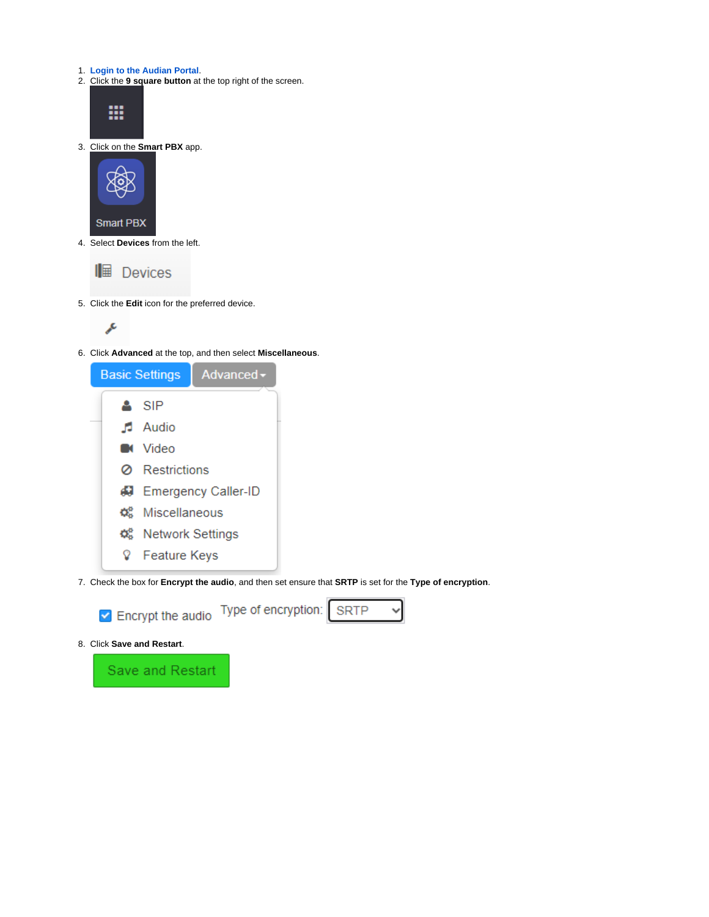1. **Login to the Audian Portal**.
2. Click the **9 square button** at the top right of the screen.
3. Click on the **Smart PBX** app.
4. Select **Devices** from the left.
5. Click the **Edit** icon for the preferred device.
6. Click **Advanced** at the top, and then select **Miscellaneous**.
7. Check the box for **Encrypt the audio**, and then set ensure that **SRTP** is set for the **Type of encryption**.
8. Click **Save and Restart**.